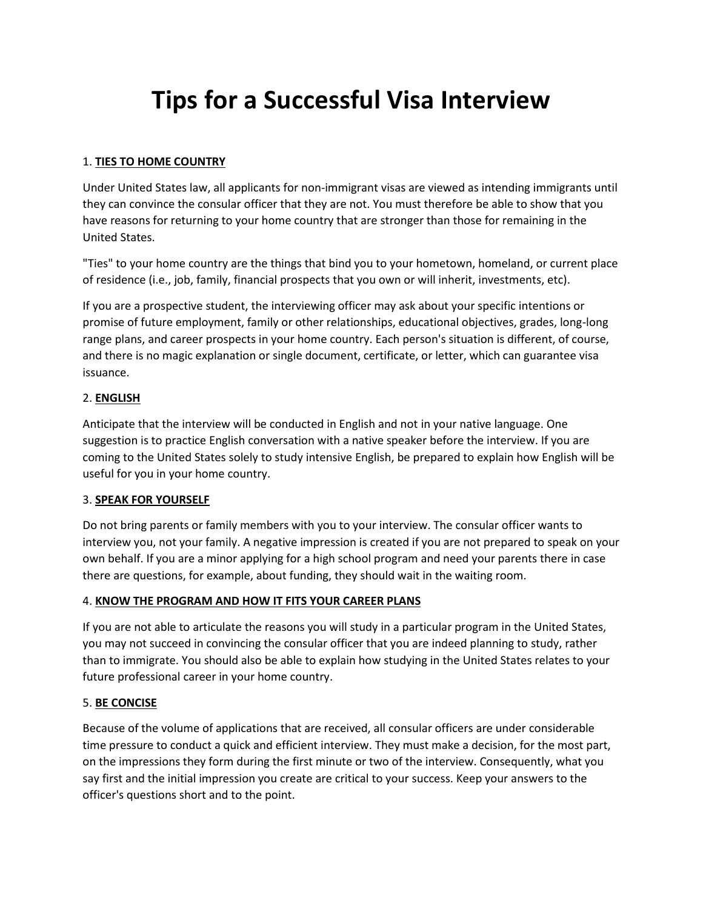# Tips for a Successful Visa Interview

1. **TIES TO HOME COUNTRY**

Under United States law, all applicants for non-immigrant visas are viewed as intending immigrants until they can convince the consular officer that they are not. You must therefore be able to show that you have reasons for returning to your home country that are stronger than those for remaining in the United States.

"Ties" to your home country are the things that bind you to your hometown, homeland, or current place of residence (i.e., job, family, financial prospects that you own or will inherit, investments, etc).

If you are a prospective student, the interviewing officer may ask about your specific intentions or promise of future employment, family or other relationships, educational objectives, grades, long-long range plans, and career prospects in your home country. Each person's situation is different, of course, and there is no magic explanation or single document, certificate, or letter, which can guarantee visa issuance.

2. **ENGLISH**

Anticipate that the interview will be conducted in English and not in your native language. One suggestion is to practice English conversation with a native speaker before the interview. If you are coming to the United States solely to study intensive English, be prepared to explain how English will be useful for you in your home country.

3. **SPEAK FOR YOURSELF**

Do not bring parents or family members with you to your interview. The consular officer wants to interview you, not your family. A negative impression is created if you are not prepared to speak on your own behalf. If you are a minor applying for a high school program and need your parents there in case there are questions, for example, about funding, they should wait in the waiting room.

4. **KNOW THE PROGRAM AND HOW IT FITS YOUR CAREER PLANS**

If you are not able to articulate the reasons you will study in a particular program in the United States, you may not succeed in convincing the consular officer that you are indeed planning to study, rather than to immigrate. You should also be able to explain how studying in the United States relates to your future professional career in your home country.

5. **BE CONCISE**

Because of the volume of applications that are received, all consular officers are under considerable time pressure to conduct a quick and efficient interview. They must make a decision, for the most part, on the impressions they form during the first minute or two of the interview. Consequently, what you say first and the initial impression you create are critical to your success. Keep your answers to the officer's questions short and to the point.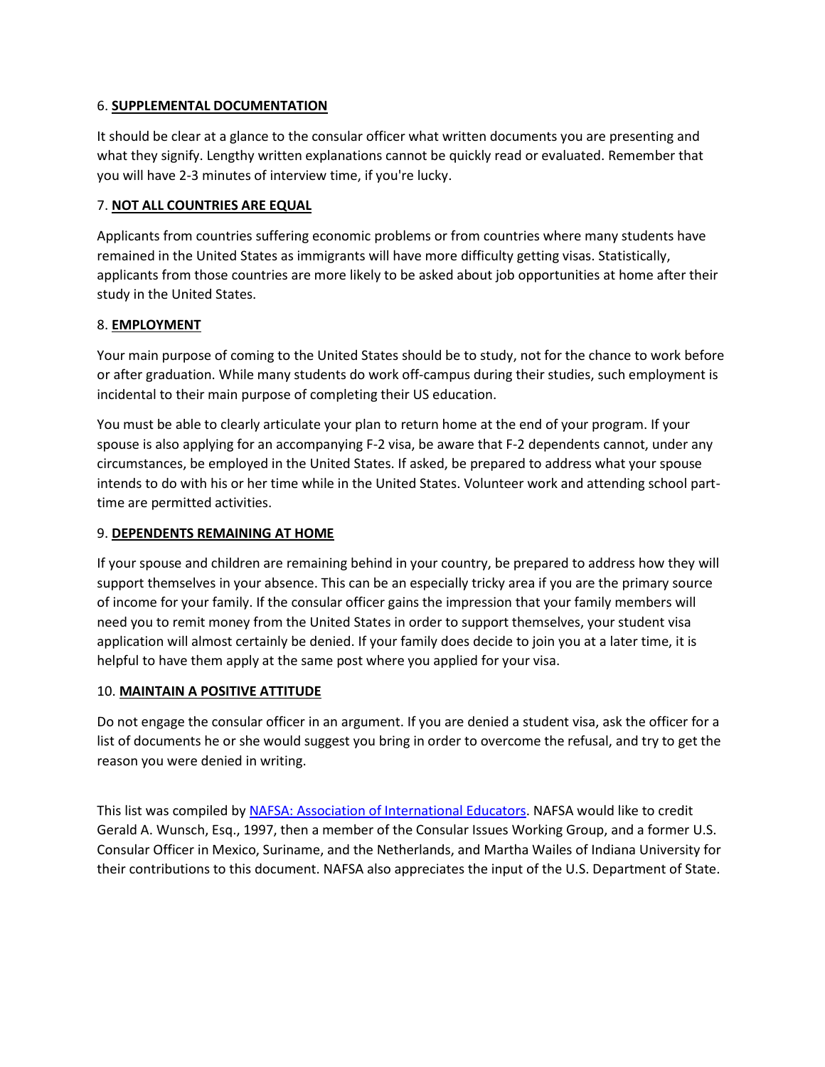6. **SUPPLEMENTAL DOCUMENTATION**

It should be clear at a glance to the consular officer what written documents you are presenting and what they signify. Lengthy written explanations cannot be quickly read or evaluated. Remember that you will have 2-3 minutes of interview time, if you're lucky.

7. **NOT ALL COUNTRIES ARE EQUAL**

Applicants from countries suffering economic problems or from countries where many students have remained in the United States as immigrants will have more difficulty getting visas. Statistically, applicants from those countries are more likely to be asked about job opportunities at home after their study in the United States.

8. **EMPLOYMENT**

Your main purpose of coming to the United States should be to study, not for the chance to work before or after graduation. While many students do work off-campus during their studies, such employment is incidental to their main purpose of completing their US education.

You must be able to clearly articulate your plan to return home at the end of your program. If your spouse is also applying for an accompanying F-2 visa, be aware that F-2 dependents cannot, under any circumstances, be employed in the United States. If asked, be prepared to address what your spouse intends to do with his or her time while in the United States. Volunteer work and attending school part-time are permitted activities.

9. **DEPENDENTS REMAINING AT HOME**

If your spouse and children are remaining behind in your country, be prepared to address how they will support themselves in your absence. This can be an especially tricky area if you are the primary source of income for your family. If the consular officer gains the impression that your family members will need you to remit money from the United States in order to support themselves, your student visa application will almost certainly be denied. If your family does decide to join you at a later time, it is helpful to have them apply at the same post where you applied for your visa.

10. **MAINTAIN A POSITIVE ATTITUDE**

Do not engage the consular officer in an argument. If you are denied a student visa, ask the officer for a list of documents he or she would suggest you bring in order to overcome the refusal, and try to get the reason you were denied in writing.

This list was compiled by [NAFSA: Association of International Educators](). NAFSA would like to credit Gerald A. Wunsch, Esq., 1997, then a member of the Consular Issues Working Group, and a former U.S. Consular Officer in Mexico, Suriname, and the Netherlands, and Martha Wailes of Indiana University for their contributions to this document. NAFSA also appreciates the input of the U.S. Department of State.